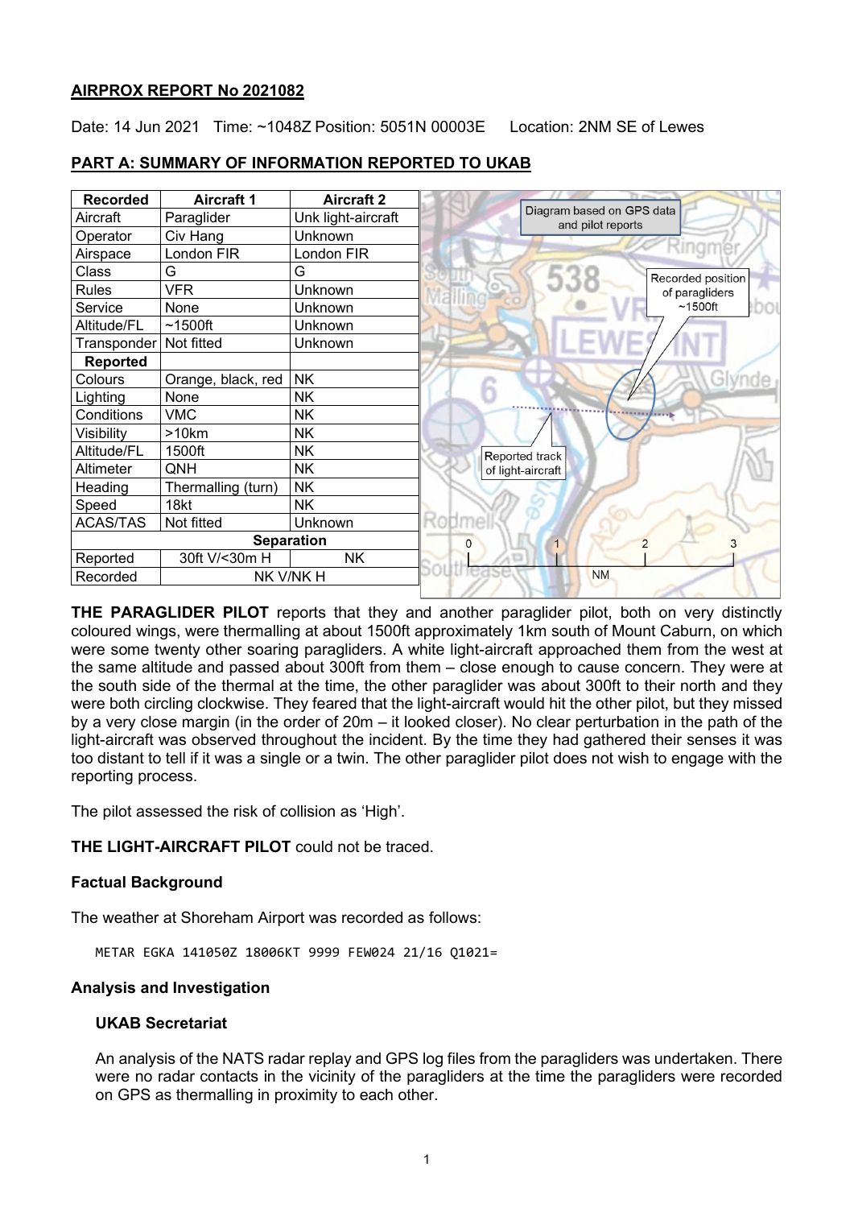**AIRPROX REPORT No 2021082**

Date: 14 Jun 2021 Time: ~1048Z Position: 5051N 00003E Location: 2NM SE of Lewes

**PART A: SUMMARY OF INFORMATION REPORTED TO UKAB**

| Recorded | Aircraft 1 | Aircraft 2 |
|---|---|---|
| Aircraft | Paraglider | Unk light-aircraft |
| Operator | Civ Hang | Unknown |
| Airspace | London FIR | London FIR |
| Class | G | G |
| Rules | VFR | Unknown |
| Service | None | Unknown |
| Altitude/FL | ~1500ft | Unknown |
| Transponder | Not fitted | Unknown |
| **Reported** | | |
| Colours | Orange, black, red | NK |
| Lighting | None | NK |
| Conditions | VMC | NK |
| Visibility | >10km | NK |
| Altitude/FL | 1500ft | NK |
| Altimeter | QNH | NK |
| Heading | Thermalling (turn) | NK |
| Speed | 18kt | NK |
| ACAS/TAS | Not fitted | Unknown |
| **Separation** | | |
| Reported | 30ft V/<30m H | NK |
| Recorded | NK V/NK H | |

Diagram based on GPS data and pilot reports

Recorded position of paragliders ~1500ft

Reported track of light-aircraft

**THE PARAGLIDER PILOT** reports that they and another paraglider pilot, both on very distinctly coloured wings, were thermalling at about 1500ft approximately 1km south of Mount Caburn, on which were some twenty other soaring paragliders. A white light-aircraft approached them from the west at the same altitude and passed about 300ft from them – close enough to cause concern. They were at the south side of the thermal at the time, the other paraglider was about 300ft to their north and they were both circling clockwise. They feared that the light-aircraft would hit the other pilot, but they missed by a very close margin (in the order of 20m – it looked closer). No clear perturbation in the path of the light-aircraft was observed throughout the incident. By the time they had gathered their senses it was too distant to tell if it was a single or a twin. The other paraglider pilot does not wish to engage with the reporting process.

The pilot assessed the risk of collision as 'High'.

**THE LIGHT-AIRCRAFT PILOT** could not be traced.

**Factual Background**

The weather at Shoreham Airport was recorded as follows:

```
METAR EGKA 141050Z 18006KT 9999 FEW024 21/16 Q1021=
```

**Analysis and Investigation**

**UKAB Secretariat**

An analysis of the NATS radar replay and GPS log files from the paragliders was undertaken. There were no radar contacts in the vicinity of the paragliders at the time the paragliders were recorded on GPS as thermalling in proximity to each other.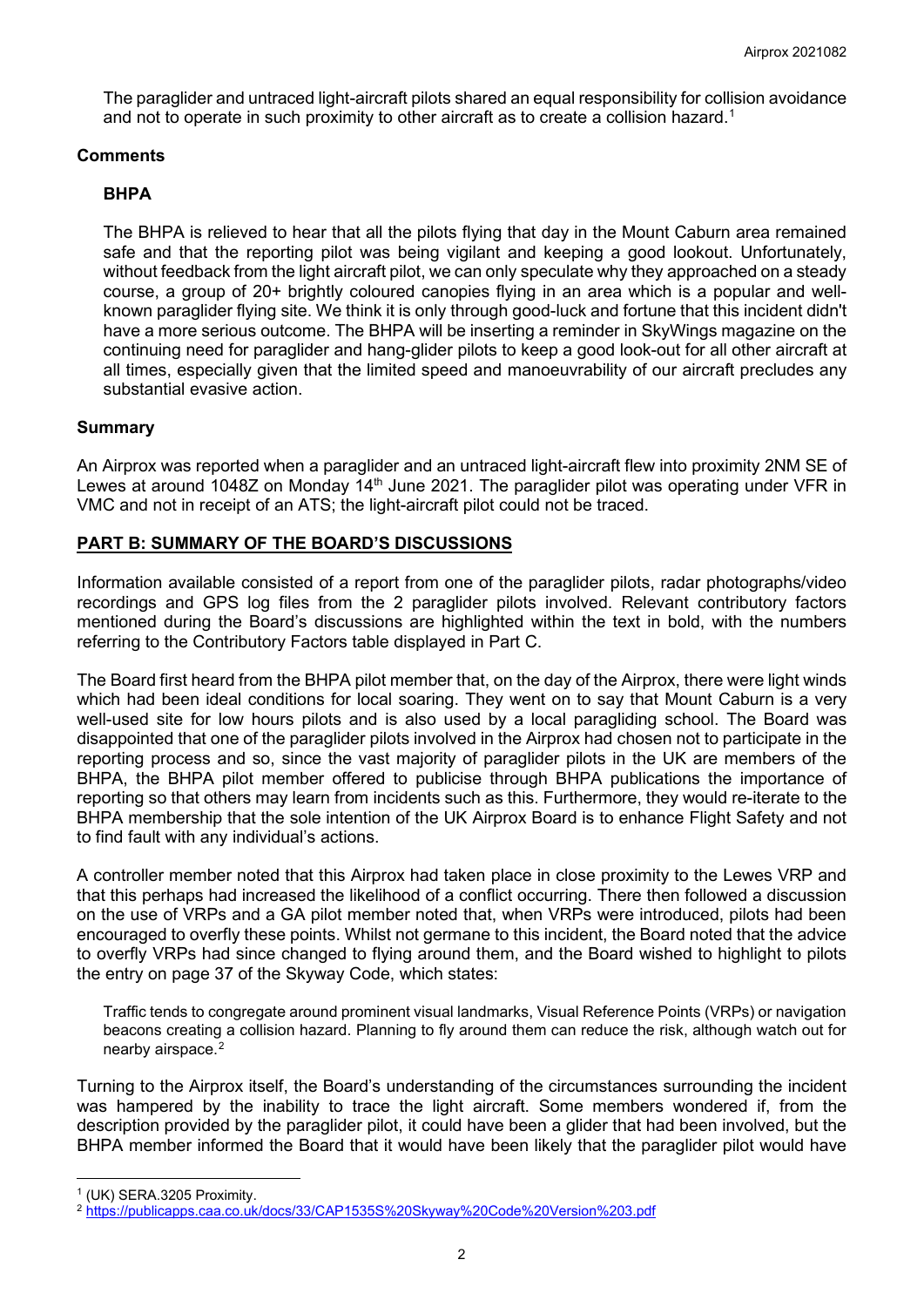The paraglider and untraced light-aircraft pilots shared an equal responsibility for collision avoidance and not to operate in such proximity to other aircraft as to create a collision hazard.[1]

### Comments

#### BHPA

The BHPA is relieved to hear that all the pilots flying that day in the Mount Caburn area remained safe and that the reporting pilot was being vigilant and keeping a good lookout. Unfortunately, without feedback from the light aircraft pilot, we can only speculate why they approached on a steady course, a group of 20+ brightly coloured canopies flying in an area which is a popular and well-known paraglider flying site. We think it is only through good-luck and fortune that this incident didn't have a more serious outcome. The BHPA will be inserting a reminder in SkyWings magazine on the continuing need for paraglider and hang-glider pilots to keep a good look-out for all other aircraft at all times, especially given that the limited speed and manoeuvrability of our aircraft precludes any substantial evasive action.

### Summary

An Airprox was reported when a paraglider and an untraced light-aircraft flew into proximity 2NM SE of Lewes at around 1048Z on Monday 14th June 2021. The paraglider pilot was operating under VFR in VMC and not in receipt of an ATS; the light-aircraft pilot could not be traced.

## PART B: SUMMARY OF THE BOARD'S DISCUSSIONS

Information available consisted of a report from one of the paraglider pilots, radar photographs/video recordings and GPS log files from the 2 paraglider pilots involved. Relevant contributory factors mentioned during the Board's discussions are highlighted within the text in bold, with the numbers referring to the Contributory Factors table displayed in Part C.

The Board first heard from the BHPA pilot member that, on the day of the Airprox, there were light winds which had been ideal conditions for local soaring. They went on to say that Mount Caburn is a very well-used site for low hours pilots and is also used by a local paragliding school. The Board was disappointed that one of the paraglider pilots involved in the Airprox had chosen not to participate in the reporting process and so, since the vast majority of paraglider pilots in the UK are members of the BHPA, the BHPA pilot member offered to publicise through BHPA publications the importance of reporting so that others may learn from incidents such as this. Furthermore, they would re-iterate to the BHPA membership that the sole intention of the UK Airprox Board is to enhance Flight Safety and not to find fault with any individual's actions.

A controller member noted that this Airprox had taken place in close proximity to the Lewes VRP and that this perhaps had increased the likelihood of a conflict occurring. There then followed a discussion on the use of VRPs and a GA pilot member noted that, when VRPs were introduced, pilots had been encouraged to overfly these points. Whilst not germane to this incident, the Board noted that the advice to overfly VRPs had since changed to flying around them, and the Board wished to highlight to pilots the entry on page 37 of the Skyway Code, which states:

> Traffic tends to congregate around prominent visual landmarks, Visual Reference Points (VRPs) or navigation beacons creating a collision hazard. Planning to fly around them can reduce the risk, although watch out for nearby airspace.[2]

Turning to the Airprox itself, the Board's understanding of the circumstances surrounding the incident was hampered by the inability to trace the light aircraft. Some members wondered if, from the description provided by the paraglider pilot, it could have been a glider that had been involved, but the BHPA member informed the Board that it would have been likely that the paraglider pilot would have

---

[1] (UK) SERA.3205 Proximity.

[2] https://publicapps.caa.co.uk/docs/33/CAP1535S%20Skyway%20Code%20Version%203.pdf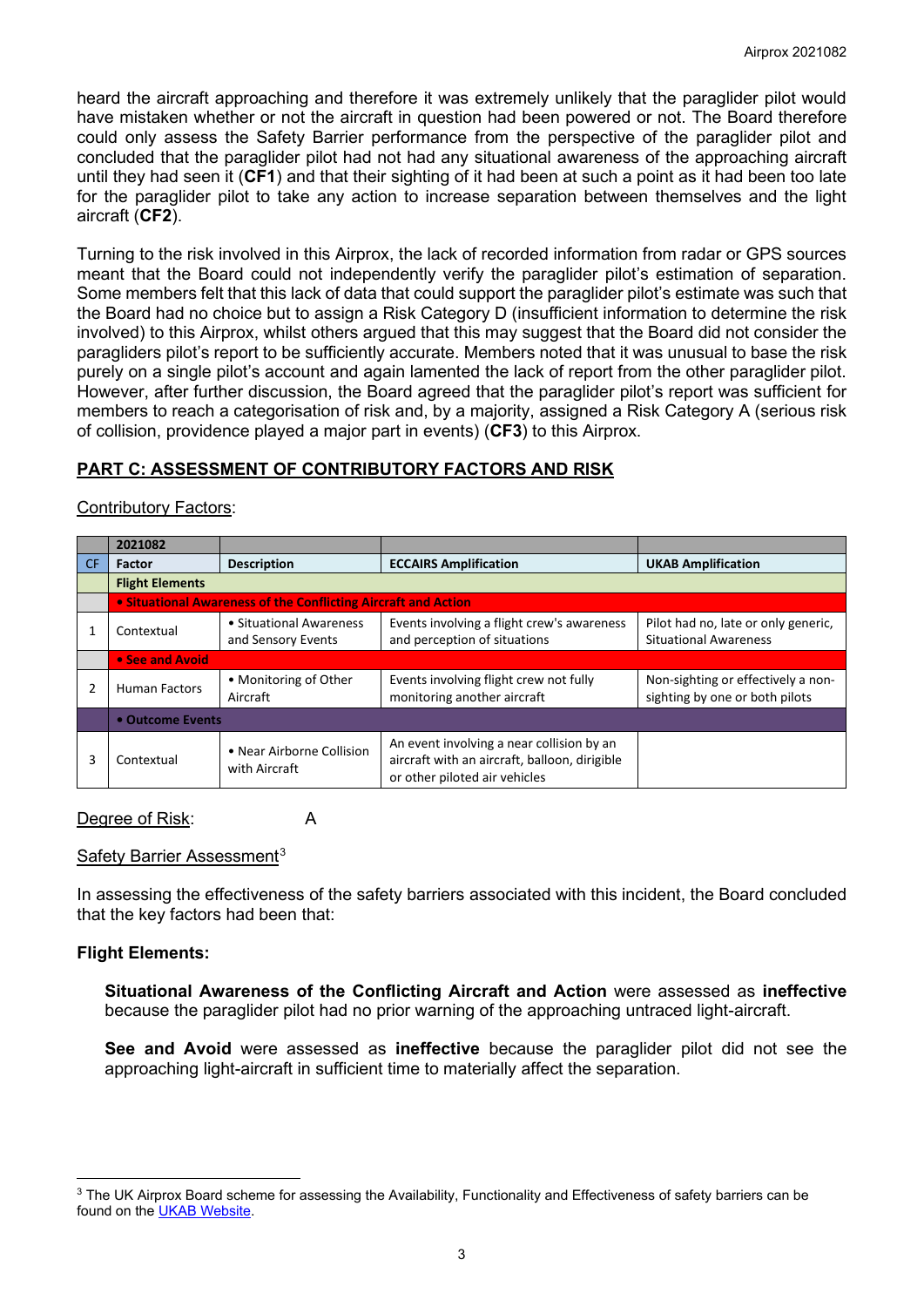heard the aircraft approaching and therefore it was extremely unlikely that the paraglider pilot would have mistaken whether or not the aircraft in question had been powered or not. The Board therefore could only assess the Safety Barrier performance from the perspective of the paraglider pilot and concluded that the paraglider pilot had not had any situational awareness of the approaching aircraft until they had seen it (**CF1**) and that their sighting of it had been at such a point as it had been too late for the paraglider pilot to take any action to increase separation between themselves and the light aircraft (**CF2**).

Turning to the risk involved in this Airprox, the lack of recorded information from radar or GPS sources meant that the Board could not independently verify the paraglider pilot's estimation of separation. Some members felt that this lack of data that could support the paraglider pilot's estimate was such that the Board had no choice but to assign a Risk Category D (insufficient information to determine the risk involved) to this Airprox, whilst others argued that this may suggest that the Board did not consider the paragliders pilot's report to be sufficiently accurate. Members noted that it was unusual to base the risk purely on a single pilot's account and again lamented the lack of report from the other paraglider pilot. However, after further discussion, the Board agreed that the paraglider pilot's report was sufficient for members to reach a categorisation of risk and, by a majority, assigned a Risk Category A (serious risk of collision, providence played a major part in events) (**CF3**) to this Airprox.

## PART C: ASSESSMENT OF CONTRIBUTORY FACTORS AND RISK

Contributory Factors:

| | 2021082 | | | |
|---|---|---|---|---|
| CF | Factor | Description | ECCAIRS Amplification | UKAB Amplification |
| | **Flight Elements** | | | |
| | **• Situational Awareness of the Conflicting Aircraft and Action** | | | |
| 1 | Contextual | • Situational Awareness and Sensory Events | Events involving a flight crew's awareness and perception of situations | Pilot had no, late or only generic, Situational Awareness |
| | **• See and Avoid** | | | |
| 2 | Human Factors | • Monitoring of Other Aircraft | Events involving flight crew not fully monitoring another aircraft | Non-sighting or effectively a non-sighting by one or both pilots |
| | **• Outcome Events** | | | |
| 3 | Contextual | • Near Airborne Collision with Aircraft | An event involving a near collision by an aircraft with an aircraft, balloon, dirigible or other piloted air vehicles | |

Degree of Risk: A

Safety Barrier Assessment[3]

In assessing the effectiveness of the safety barriers associated with this incident, the Board concluded that the key factors had been that:

**Flight Elements:**

**Situational Awareness of the Conflicting Aircraft and Action** were assessed as **ineffective** because the paraglider pilot had no prior warning of the approaching untraced light-aircraft.

**See and Avoid** were assessed as **ineffective** because the paraglider pilot did not see the approaching light-aircraft in sufficient time to materially affect the separation.

[3] The UK Airprox Board scheme for assessing the Availability, Functionality and Effectiveness of safety barriers can be found on the UKAB Website.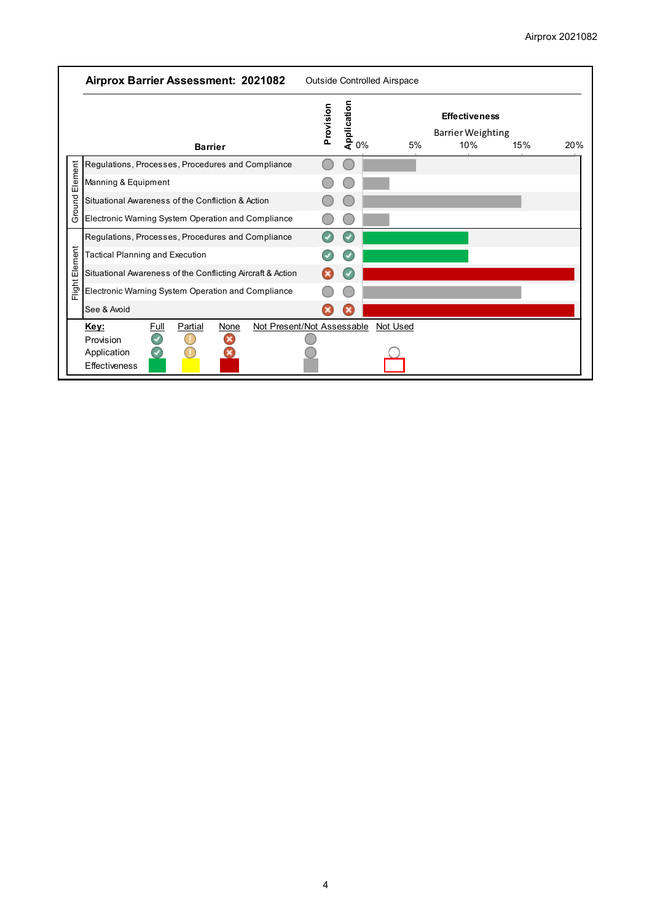## Airprox Barrier Assessment: 2021082

Outside Controlled Airspace

| | Barrier | Provision | Application | Effectiveness |
|---|---|---|---|---|
| Ground Element | Regulations, Processes, Procedures and Compliance | Not Present/Not Assessable | Not Present/Not Assessable | Not Present/Not Assessable |
| | Manning & Equipment | Not Present/Not Assessable | Not Present/Not Assessable | Not Present/Not Assessable |
| | Situational Awareness of the Confliction & Action | Not Present/Not Assessable | Not Present/Not Assessable | Not Present/Not Assessable |
| | Electronic Warning System Operation and Compliance | Not Present/Not Assessable | Not Present/Not Assessable | Not Present/Not Assessable |
| Flight Element | Regulations, Processes, Procedures and Compliance | Full | Full | Full |
| | Tactical Planning and Execution | Full | Full | Full |
| | Situational Awareness of the Conflicting Aircraft & Action | None | Full | None |
| | Electronic Warning System Operation and Compliance | Not Present/Not Assessable | Not Present/Not Assessable | Not Present/Not Assessable |
| | See & Avoid | None | None | None |

Effectiveness

Barrier Weighting

0% 5% 10% 15% 20%

**Key:** Full, Partial, None, Not Present/Not Assessable, Not Used

Provision

Application

Effectiveness